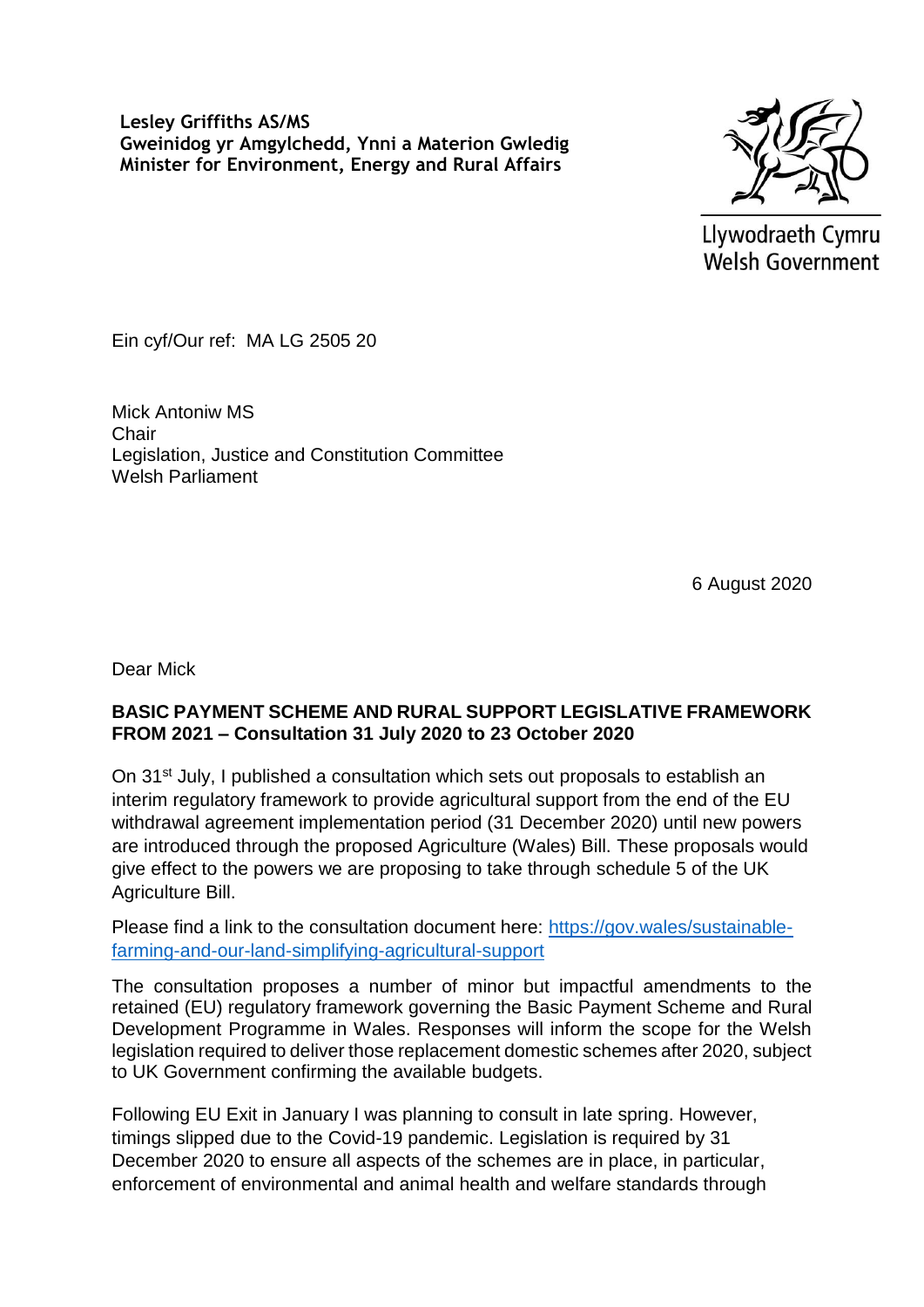**Lesley Griffiths AS/MS**
**Gweinidog yr Amgylchedd, Ynni a Materion Gwledig**
**Minister for Environment, Energy and Rural Affairs**

Llywodraeth Cymru
Welsh Government

Ein cyf/Our ref: MA LG 2505 20

Mick Antoniw MS
Chair
Legislation, Justice and Constitution Committee
Welsh Parliament

6 August 2020

Dear Mick

**BASIC PAYMENT SCHEME AND RURAL SUPPORT LEGISLATIVE FRAMEWORK FROM 2021 – Consultation 31 July 2020 to 23 October 2020**

On 31st July, I published a consultation which sets out proposals to establish an interim regulatory framework to provide agricultural support from the end of the EU withdrawal agreement implementation period (31 December 2020) until new powers are introduced through the proposed Agriculture (Wales) Bill. These proposals would give effect to the powers we are proposing to take through schedule 5 of the UK Agriculture Bill.

Please find a link to the consultation document here: [https://gov.wales/sustainable-farming-and-our-land-simplifying-agricultural-support](https://gov.wales/sustainable-farming-and-our-land-simplifying-agricultural-support)

The consultation proposes a number of minor but impactful amendments to the retained (EU) regulatory framework governing the Basic Payment Scheme and Rural Development Programme in Wales. Responses will inform the scope for the Welsh legislation required to deliver those replacement domestic schemes after 2020, subject to UK Government confirming the available budgets.

Following EU Exit in January I was planning to consult in late spring. However, timings slipped due to the Covid-19 pandemic. Legislation is required by 31 December 2020 to ensure all aspects of the schemes are in place, in particular, enforcement of environmental and animal health and welfare standards through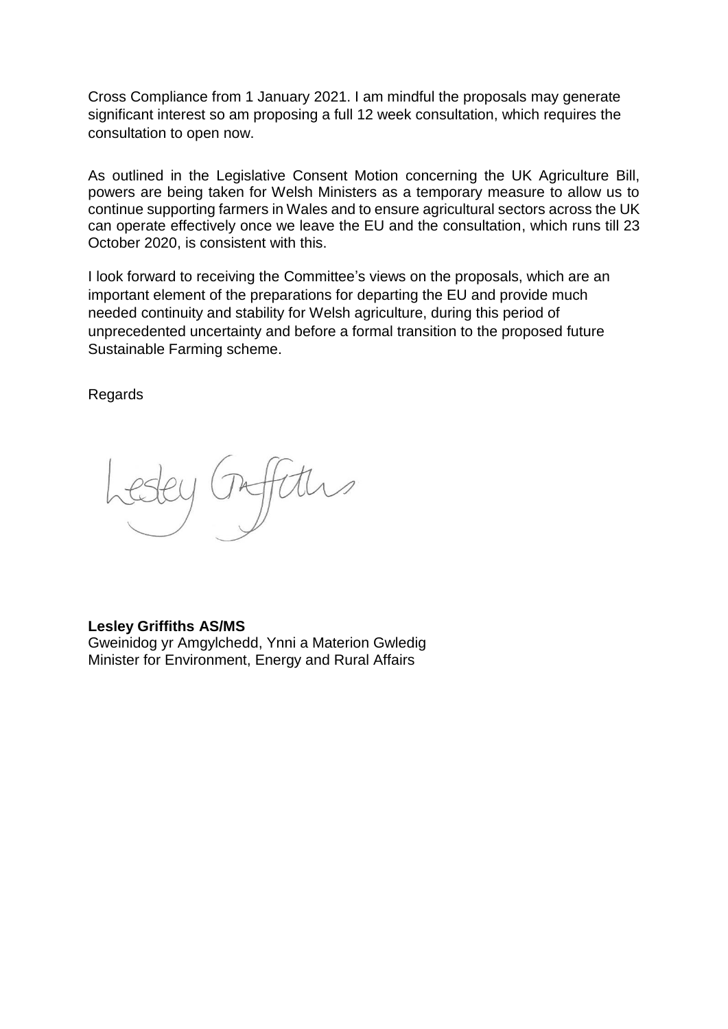Cross Compliance from 1 January 2021. I am mindful the proposals may generate significant interest so am proposing a full 12 week consultation, which requires the consultation to open now.

As outlined in the Legislative Consent Motion concerning the UK Agriculture Bill, powers are being taken for Welsh Ministers as a temporary measure to allow us to continue supporting farmers in Wales and to ensure agricultural sectors across the UK can operate effectively once we leave the EU and the consultation, which runs till 23 October 2020, is consistent with this.

I look forward to receiving the Committee's views on the proposals, which are an important element of the preparations for departing the EU and provide much needed continuity and stability for Welsh agriculture, during this period of unprecedented uncertainty and before a formal transition to the proposed future Sustainable Farming scheme.

Regards

**Lesley Griffiths AS/MS**
Gweinidog yr Amgylchedd, Ynni a Materion Gwledig
Minister for Environment, Energy and Rural Affairs